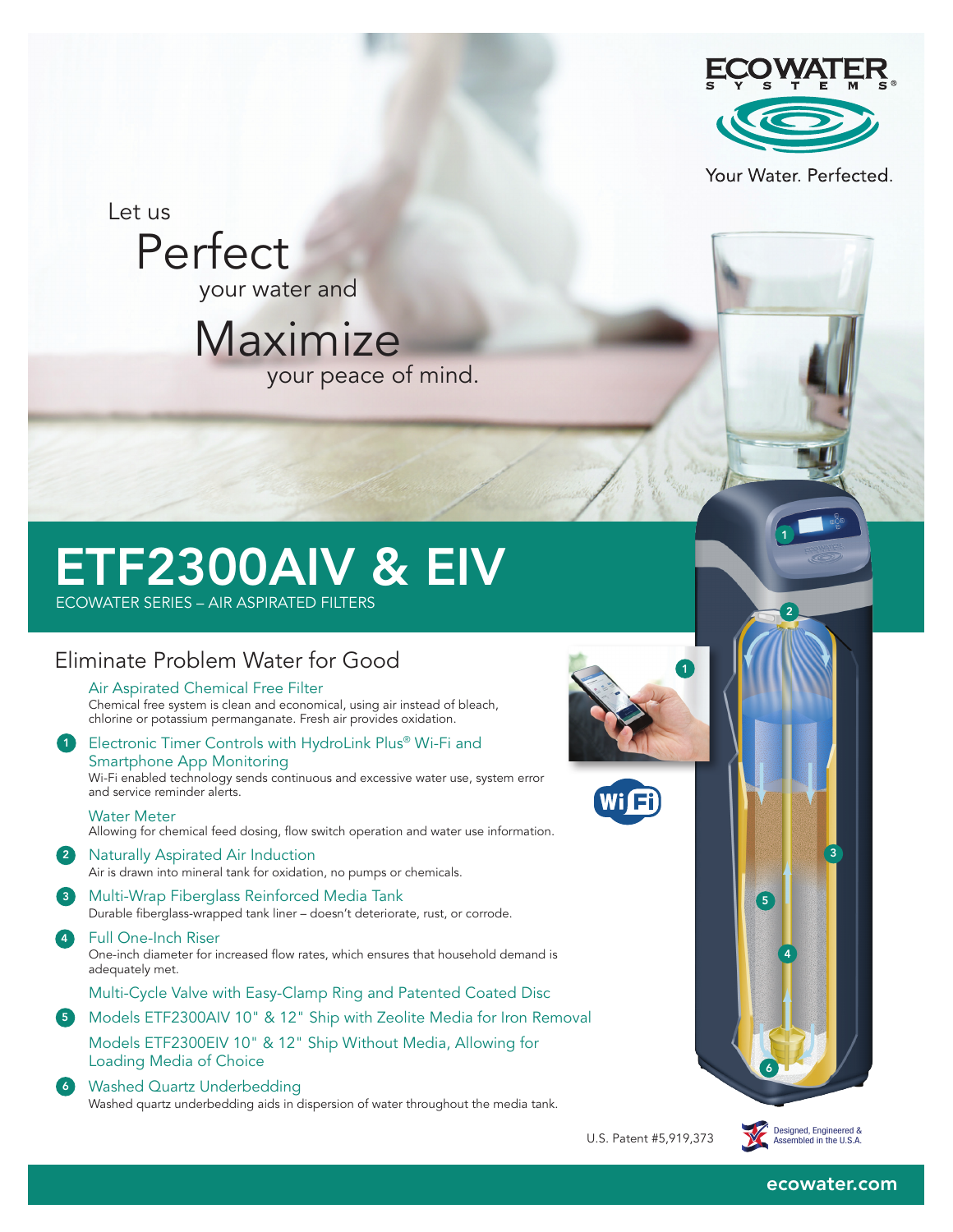ECOWATER SYSTEMS®

Your Water. Perfected.

Let us **Perfect** your water and **Maximize** your peace of mind.

# ETF2300AIV & EIV

ECOWATER SERIES – AIR ASPIRATED FILTERS

## Eliminate Problem Water for Good

**Air Aspirated Chemical Free Filter**
Chemical free system is clean and economical, using air instead of bleach, chlorine or potassium permanganate. Fresh air provides oxidation.

1. **Electronic Timer Controls with HydroLink Plus® Wi-Fi and Smartphone App Monitoring**
   Wi-Fi enabled technology sends continuous and excessive water use, system error and service reminder alerts.

   **Water Meter**
   Allowing for chemical feed dosing, flow switch operation and water use information.

2. **Naturally Aspirated Air Induction**
   Air is drawn into mineral tank for oxidation, no pumps or chemicals.

3. **Multi-Wrap Fiberglass Reinforced Media Tank**
   Durable fiberglass-wrapped tank liner – doesn't deteriorate, rust, or corrode.

4. **Full One-Inch Riser**
   One-inch diameter for increased flow rates, which ensures that household demand is adequately met.

   **Multi-Cycle Valve with Easy-Clamp Ring and Patented Coated Disc**

5. **Models ETF2300AIV 10" & 12" Ship with Zeolite Media for Iron Removal**

   **Models ETF2300EIV 10" & 12" Ship Without Media, Allowing for Loading Media of Choice**

6. **Washed Quartz Underbedding**
   Washed quartz underbedding aids in dispersion of water throughout the media tank.

U.S. Patent #5,919,373

Designed, Engineered & Assembled in the U.S.A.

ecowater.com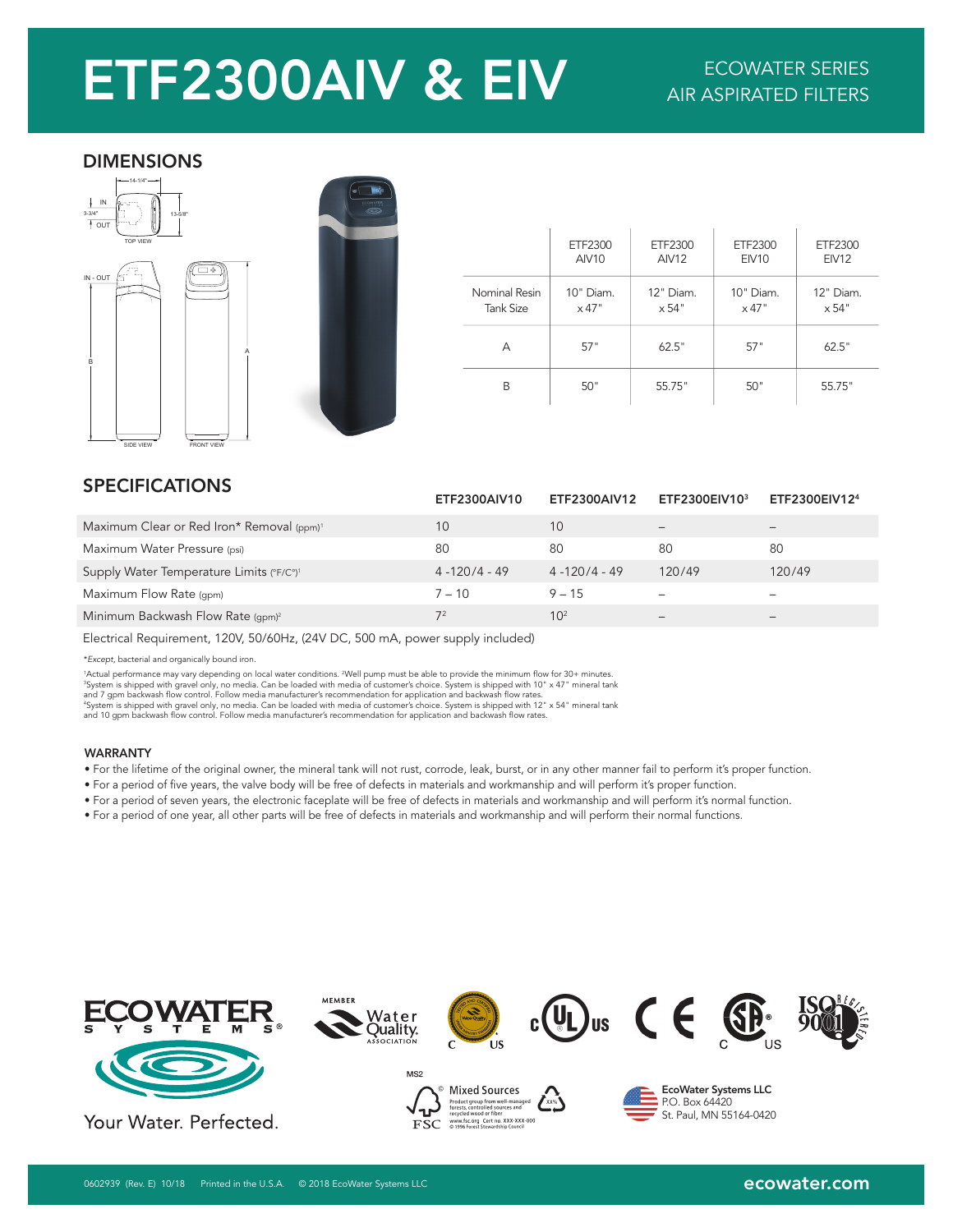# ETF2300AIV & EIV

ECOWATER SERIES
AIR ASPIRATED FILTERS

## DIMENSIONS

14-1/4"
IN
3-3/4"
OUT
13-5/8"
TOP VIEW
IN - OUT
B
A
SIDE VIEW
FRONT VIEW

| | ETF2300 AIV10 | ETF2300 AIV12 | ETF2300 EIV10 | ETF2300 EIV12 |
|---|---|---|---|---|
| Nominal Resin Tank Size | 10" Diam. x 47" | 12" Diam. x 54" | 10" Diam. x 47" | 12" Diam. x 54" |
| A | 57" | 62.5" | 57" | 62.5" |
| B | 50" | 55.75" | 50" | 55.75" |

## SPECIFICATIONS

| | ETF2300AIV10 | ETF2300AIV12 | ETF2300EIV10[3] | ETF2300EIV12[4] |
|---|---|---|---|---|
| Maximum Clear or Red Iron* Removal (ppm)[1] | 10 | 10 | – | – |
| Maximum Water Pressure (psi) | 80 | 80 | 80 | 80 |
| Supply Water Temperature Limits (°F/C°)[1] | 4 -120/4 - 49 | 4 -120/4 - 49 | 120/49 | 120/49 |
| Maximum Flow Rate (gpm) | 7 – 10 | 9 – 15 | – | – |
| Minimum Backwash Flow Rate (gpm)[2] | 7[2] | 10[2] | – | – |

Electrical Requirement, 120V, 50/60Hz, (24V DC, 500 mA, power supply included)

**Except*, bacterial and organically bound iron.

[1]Actual performance may vary depending on local water conditions. [2]Well pump must be able to provide the minimum flow for 30+ minutes.
[3]System is shipped with gravel only, no media. Can be loaded with media of customer's choice. System is shipped with 10" x 47" mineral tank and 7 gpm backwash flow control. Follow media manufacturer's recommendation for application and backwash flow rates.
[4]System is shipped with gravel only, no media. Can be loaded with media of customer's choice. System is shipped with 12" x 54" mineral tank and 10 gpm backwash flow control. Follow media manufacturer's recommendation for application and backwash flow rates.

### WARRANTY

- For the lifetime of the original owner, the mineral tank will not rust, corrode, leak, burst, or in any other manner fail to perform it's proper function.
- For a period of five years, the valve body will be free of defects in materials and workmanship and will perform it's proper function.
- For a period of seven years, the electronic faceplate will be free of defects in materials and workmanship and will perform it's normal function.
- For a period of one year, all other parts will be free of defects in materials and workmanship and will perform their normal functions.

ECOWATER SYSTEMS®

Your Water. Perfected.

MEMBER Water Quality. ASSOCIATION

MS2

Mixed Sources
Product group from well-managed forests, controlled sources and recycled wood or fiber
www.fsc.org Cert no. XXX-XXX-000
© 1996 Forest Stewardship Council

EcoWater Systems LLC
P.O. Box 64420
St. Paul, MN 55164-0420

0602939 (Rev. E) 10/18 Printed in the U.S.A. © 2018 EcoWater Systems LLC

ecowater.com